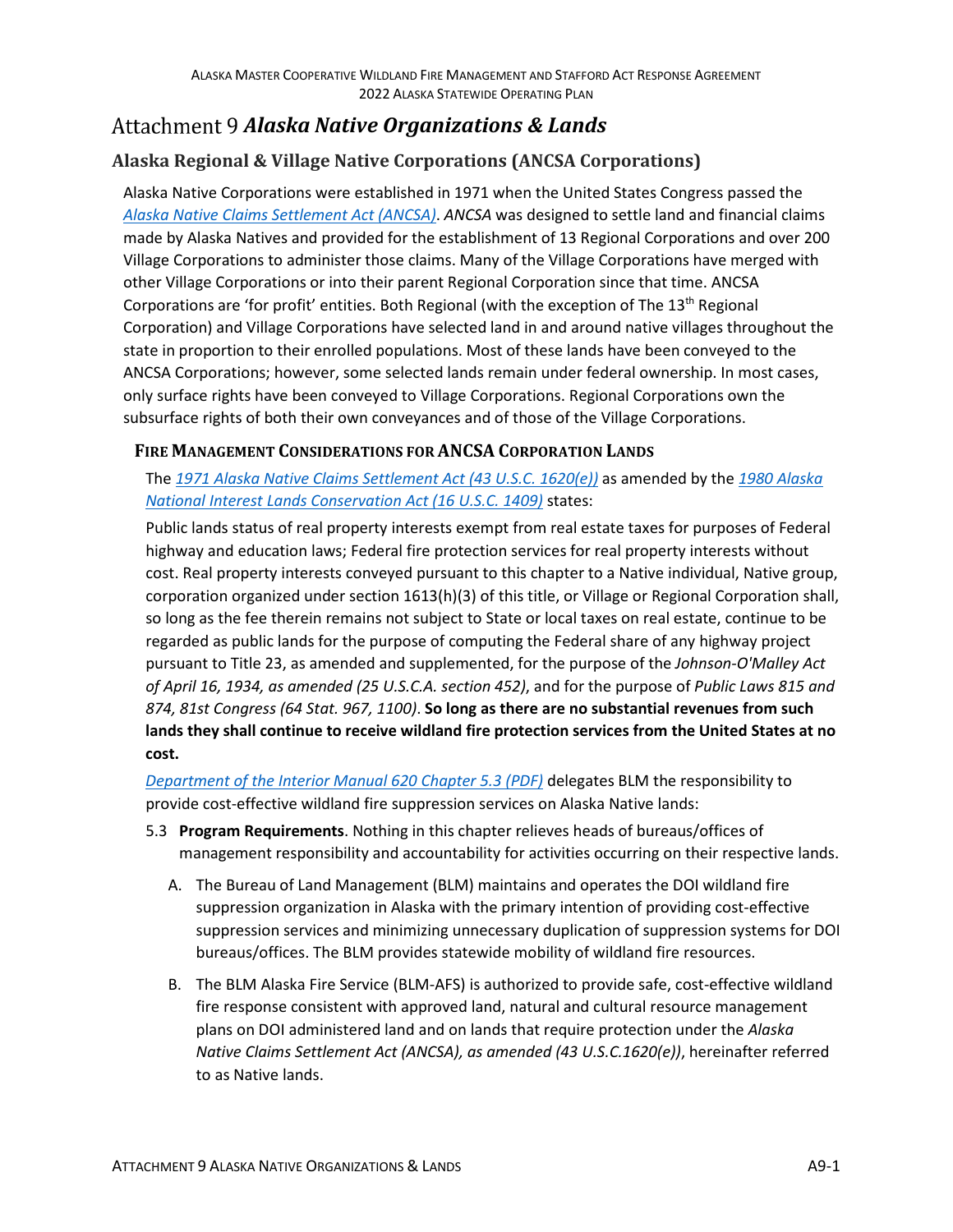# Attachment 9 *Alaska Native Organizations & Lands*

## Alaska Regional & Village Native Corporations (ANCSA Corporations)

Alaska Native Corporations were established in 1971 when the United States Congress passed the *Alaska Native Claims Settlement Act (ANCSA)*. *ANCSA* was designed to settle land and financial claims made by Alaska Natives and provided for the establishment of 13 Regional Corporations and over 200 Village Corporations to administer those claims. Many of the Village Corporations have merged with other Village Corporations or into their parent Regional Corporation since that time. ANCSA Corporations are 'for profit' entities. Both Regional (with the exception of The 13th Regional Corporation) and Village Corporations have selected land in and around native villages throughout the state in proportion to their enrolled populations. Most of these lands have been conveyed to the ANCSA Corporations; however, some selected lands remain under federal ownership. In most cases, only surface rights have been conveyed to Village Corporations. Regional Corporations own the subsurface rights of both their own conveyances and of those of the Village Corporations.

### Fire Management Considerations for ANCSA Corporation Lands

The *1971 Alaska Native Claims Settlement Act (43 U.S.C. 1620(e))* as amended by the *1980 Alaska National Interest Lands Conservation Act (16 U.S.C. 1409)* states:

Public lands status of real property interests exempt from real estate taxes for purposes of Federal highway and education laws; Federal fire protection services for real property interests without cost. Real property interests conveyed pursuant to this chapter to a Native individual, Native group, corporation organized under section 1613(h)(3) of this title, or Village or Regional Corporation shall, so long as the fee therein remains not subject to State or local taxes on real estate, continue to be regarded as public lands for the purpose of computing the Federal share of any highway project pursuant to Title 23, as amended and supplemented, for the purpose of the *Johnson-O'Malley Act of April 16, 1934, as amended (25 U.S.C.A. section 452)*, and for the purpose of *Public Laws 815 and 874, 81st Congress (64 Stat. 967, 1100)*. **So long as there are no substantial revenues from such lands they shall continue to receive wildland fire protection services from the United States at no cost.**

*Department of the Interior Manual 620 Chapter 5.3 (PDF)* delegates BLM the responsibility to provide cost-effective wildland fire suppression services on Alaska Native lands:

5.3 **Program Requirements**. Nothing in this chapter relieves heads of bureaus/offices of management responsibility and accountability for activities occurring on their respective lands.

A. The Bureau of Land Management (BLM) maintains and operates the DOI wildland fire suppression organization in Alaska with the primary intention of providing cost-effective suppression services and minimizing unnecessary duplication of suppression systems for DOI bureaus/offices. The BLM provides statewide mobility of wildland fire resources.

B. The BLM Alaska Fire Service (BLM-AFS) is authorized to provide safe, cost-effective wildland fire response consistent with approved land, natural and cultural resource management plans on DOI administered land and on lands that require protection under the *Alaska Native Claims Settlement Act (ANCSA), as amended (43 U.S.C.1620(e))*, hereinafter referred to as Native lands.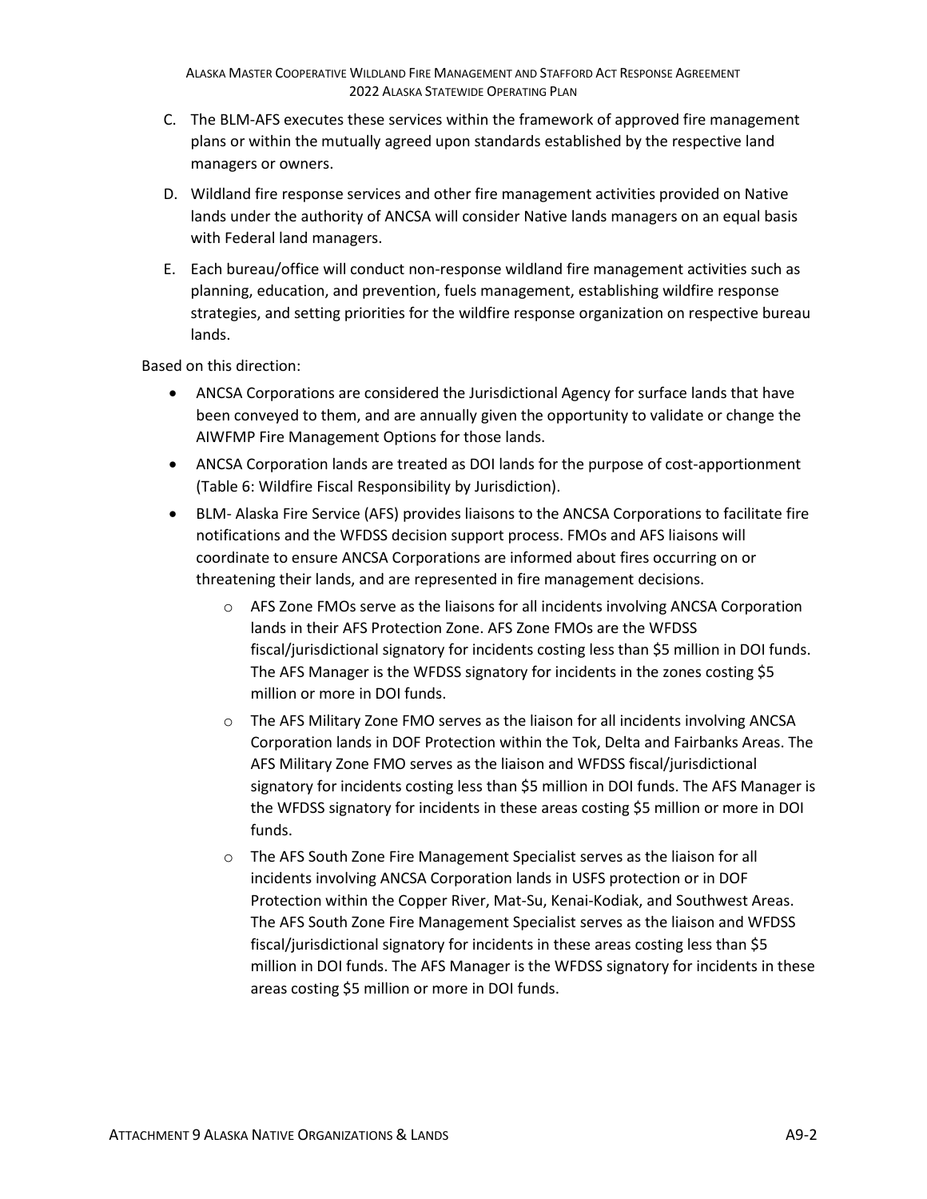C. The BLM-AFS executes these services within the framework of approved fire management plans or within the mutually agreed upon standards established by the respective land managers or owners.

D. Wildland fire response services and other fire management activities provided on Native lands under the authority of ANCSA will consider Native lands managers on an equal basis with Federal land managers.

E. Each bureau/office will conduct non-response wildland fire management activities such as planning, education, and prevention, fuels management, establishing wildfire response strategies, and setting priorities for the wildfire response organization on respective bureau lands.

Based on this direction:

- ANCSA Corporations are considered the Jurisdictional Agency for surface lands that have been conveyed to them, and are annually given the opportunity to validate or change the AIWFMP Fire Management Options for those lands.
- ANCSA Corporation lands are treated as DOI lands for the purpose of cost-apportionment (Table 6: Wildfire Fiscal Responsibility by Jurisdiction).
- BLM- Alaska Fire Service (AFS) provides liaisons to the ANCSA Corporations to facilitate fire notifications and the WFDSS decision support process. FMOs and AFS liaisons will coordinate to ensure ANCSA Corporations are informed about fires occurring on or threatening their lands, and are represented in fire management decisions.
    - AFS Zone FMOs serve as the liaisons for all incidents involving ANCSA Corporation lands in their AFS Protection Zone. AFS Zone FMOs are the WFDSS fiscal/jurisdictional signatory for incidents costing less than $5 million in DOI funds. The AFS Manager is the WFDSS signatory for incidents in the zones costing $5 million or more in DOI funds.
    - The AFS Military Zone FMO serves as the liaison for all incidents involving ANCSA Corporation lands in DOF Protection within the Tok, Delta and Fairbanks Areas. The AFS Military Zone FMO serves as the liaison and WFDSS fiscal/jurisdictional signatory for incidents costing less than $5 million in DOI funds. The AFS Manager is the WFDSS signatory for incidents in these areas costing $5 million or more in DOI funds.
    - The AFS South Zone Fire Management Specialist serves as the liaison for all incidents involving ANCSA Corporation lands in USFS protection or in DOF Protection within the Copper River, Mat-Su, Kenai-Kodiak, and Southwest Areas. The AFS South Zone Fire Management Specialist serves as the liaison and WFDSS fiscal/jurisdictional signatory for incidents in these areas costing less than $5 million in DOI funds. The AFS Manager is the WFDSS signatory for incidents in these areas costing $5 million or more in DOI funds.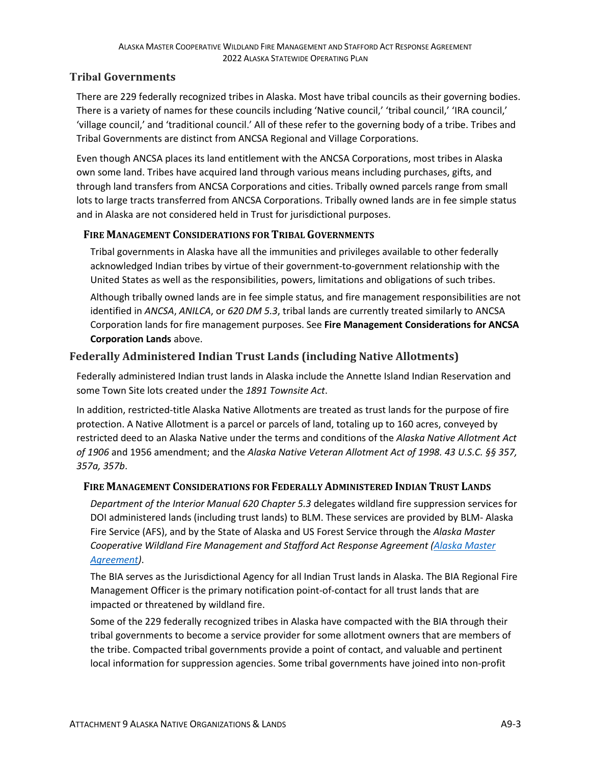## Tribal Governments

There are 229 federally recognized tribes in Alaska. Most have tribal councils as their governing bodies. There is a variety of names for these councils including 'Native council,' 'tribal council,' 'IRA council,' 'village council,' and 'traditional council.' All of these refer to the governing body of a tribe. Tribes and Tribal Governments are distinct from ANCSA Regional and Village Corporations.

Even though ANCSA places its land entitlement with the ANCSA Corporations, most tribes in Alaska own some land. Tribes have acquired land through various means including purchases, gifts, and through land transfers from ANCSA Corporations and cities. Tribally owned parcels range from small lots to large tracts transferred from ANCSA Corporations. Tribally owned lands are in fee simple status and in Alaska are not considered held in Trust for jurisdictional purposes.

### Fire Management Considerations for Tribal Governments

Tribal governments in Alaska have all the immunities and privileges available to other federally acknowledged Indian tribes by virtue of their government-to-government relationship with the United States as well as the responsibilities, powers, limitations and obligations of such tribes.

Although tribally owned lands are in fee simple status, and fire management responsibilities are not identified in *ANCSA*, *ANILCA*, or *620 DM 5.3*, tribal lands are currently treated similarly to ANCSA Corporation lands for fire management purposes. See **Fire Management Considerations for ANCSA Corporation Lands** above.

## Federally Administered Indian Trust Lands (including Native Allotments)

Federally administered Indian trust lands in Alaska include the Annette Island Indian Reservation and some Town Site lots created under the *1891 Townsite Act*.

In addition, restricted-title Alaska Native Allotments are treated as trust lands for the purpose of fire protection. A Native Allotment is a parcel or parcels of land, totaling up to 160 acres, conveyed by restricted deed to an Alaska Native under the terms and conditions of the *Alaska Native Allotment Act of 1906* and 1956 amendment; and the *Alaska Native Veteran Allotment Act of 1998. 43 U.S.C. §§ 357, 357a, 357b*.

### Fire Management Considerations for Federally Administered Indian Trust Lands

*Department of the Interior Manual 620 Chapter 5.3* delegates wildland fire suppression services for DOI administered lands (including trust lands) to BLM. These services are provided by BLM- Alaska Fire Service (AFS), and by the State of Alaska and US Forest Service through the *Alaska Master Cooperative Wildland Fire Management and Stafford Act Response Agreement (Alaska Master Agreement)*.

The BIA serves as the Jurisdictional Agency for all Indian Trust lands in Alaska. The BIA Regional Fire Management Officer is the primary notification point-of-contact for all trust lands that are impacted or threatened by wildland fire.

Some of the 229 federally recognized tribes in Alaska have compacted with the BIA through their tribal governments to become a service provider for some allotment owners that are members of the tribe. Compacted tribal governments provide a point of contact, and valuable and pertinent local information for suppression agencies. Some tribal governments have joined into non-profit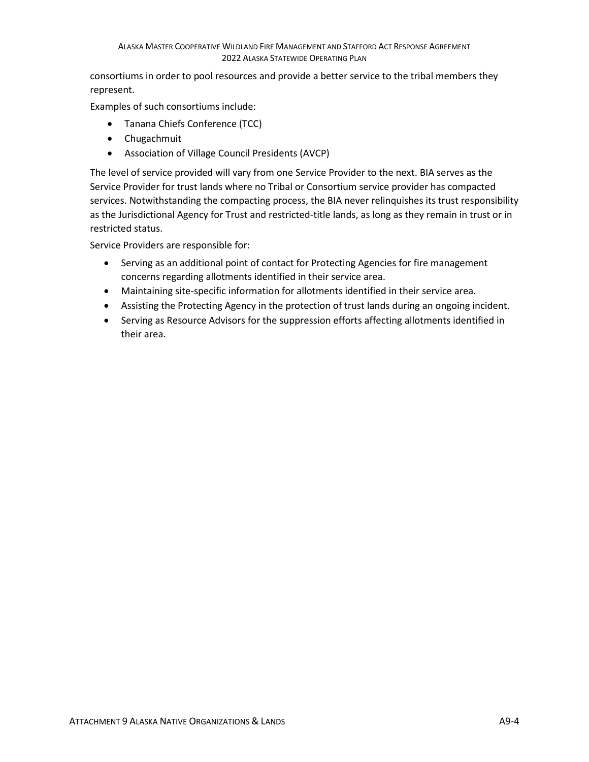consortiums in order to pool resources and provide a better service to the tribal members they represent.

Examples of such consortiums include:

- Tanana Chiefs Conference (TCC)
- Chugachmuit
- Association of Village Council Presidents (AVCP)

The level of service provided will vary from one Service Provider to the next. BIA serves as the Service Provider for trust lands where no Tribal or Consortium service provider has compacted services. Notwithstanding the compacting process, the BIA never relinquishes its trust responsibility as the Jurisdictional Agency for Trust and restricted-title lands, as long as they remain in trust or in restricted status.

Service Providers are responsible for:

- Serving as an additional point of contact for Protecting Agencies for fire management concerns regarding allotments identified in their service area.
- Maintaining site-specific information for allotments identified in their service area.
- Assisting the Protecting Agency in the protection of trust lands during an ongoing incident.
- Serving as Resource Advisors for the suppression efforts affecting allotments identified in their area.